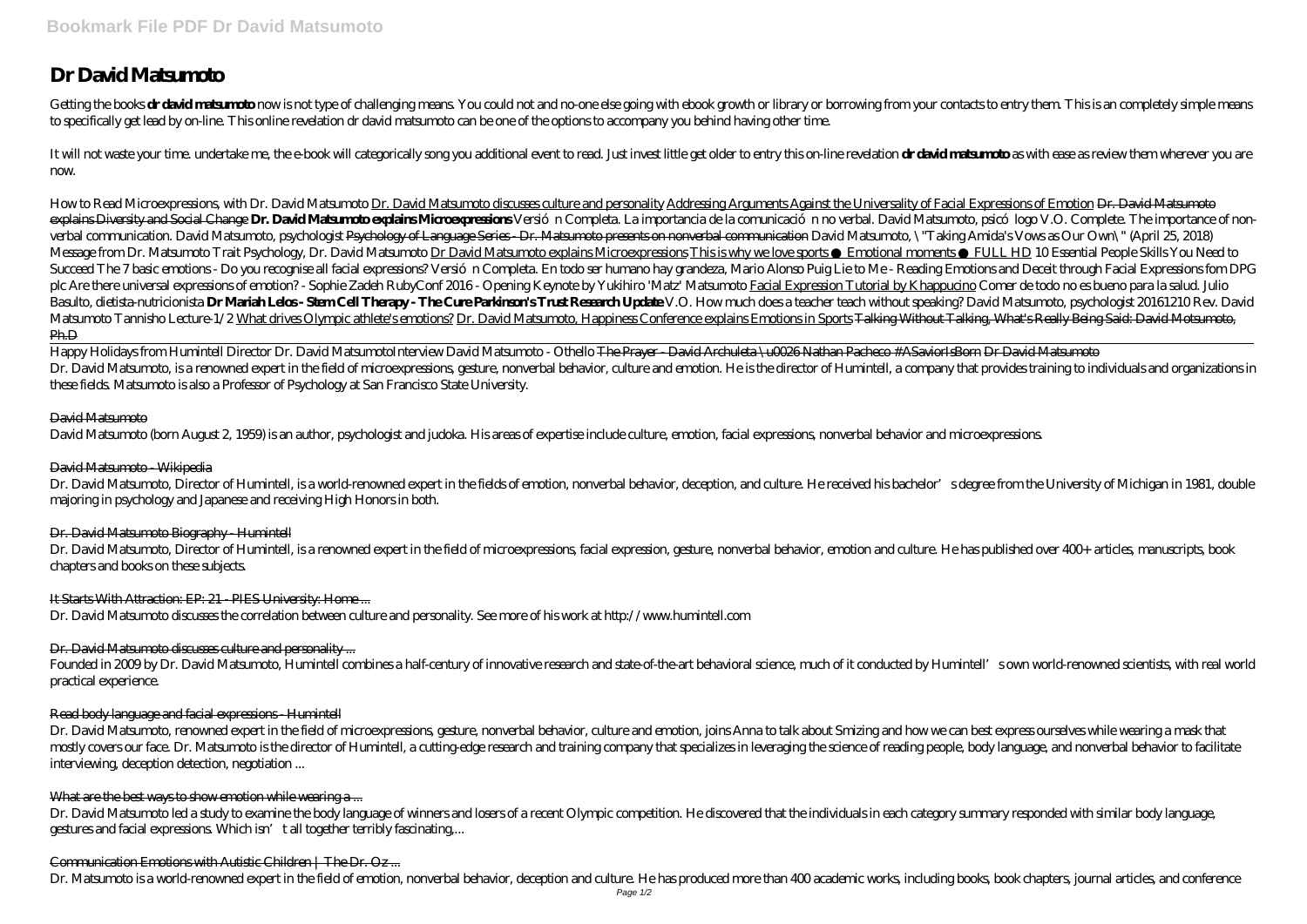# Dr David Matsumoto

Getting the books **dr david matsumoto** now is not type of challenging means. You could not and no-one else going with ebook growth or library or borrowing from your contacts to entry them. This is an completely simple means to specifically get lead by on-line. This online revelation dr david matsumoto can be one of the options to accompany you behind having other time.

It will not waste your time. undertake me, the e-book will categorically song you additional event to read. Just invest little get older to entry this on-line revelation **dr david matsumoto** as with ease as review them wherever you are now.

*How to Read Microexpressions, with Dr. David Matsumoto* Dr. David Matsumoto discusses culture and personality Addressing Arguments Against the Universality of Facial Expressions of Emotion Dr. David Matsumoto explains Diversity and Social Change **Dr. David Matsumoto explains Microexpressions** *Versión Completa. La importancia de la comunicación no verbal. David Matsumoto, psicólogo V.O. Complete. The importance of non-verbal communication. David Matsumoto, psychologist* Psychology of Language Series - Dr. Matsumoto presents on nonverbal communication *David Matsumoto, \"Taking Amida's Vows as Our Own\" (April 25, 2018) Message from Dr. Matsumoto Trait Psychology, Dr. David Matsumoto* Dr David Matsumoto explains Microexpressions This is why we love sports ● Emotional moments ● FULL HD *10 Essential People Skills You Need to Succeed The 7 basic emotions - Do you recognise all facial expressions? Versión Completa. En todo ser humano hay grandeza, Mario Alonso Puig Lie to Me - Reading Emotions and Deceit through Facial Expressions fom DPG plc Are there universal expressions of emotion? - Sophie Zadeh RubyConf 2016 - Opening Keynote by Yukihiro 'Matz' Matsumoto* Facial Expression Tutorial by Khappucino *Comer de todo no es bueno para la salud. Julio Basulto, dietista-nutricionista* **Dr Mariah Lelos - Stem Cell Therapy - The Cure Parkinson's Trust Research Update** *V.O. How much does a teacher teach without speaking? David Matsumoto, psychologist 20161210 Rev. David Matsumoto Tannisho Lecture-1/2* What drives Olympic athlete's emotions? Dr. David Matsumoto, Happiness Conference explains Emotions in Sports Talking Without Talking, What's Really Being Said: David Motsumoto, Ph.D

Happy Holidays from Humintell Director Dr. David Matsumoto*Interview David Matsumoto - Othello* The Prayer - David Archuleta \u0026 Nathan Pacheco #ASaviorIsBorn Dr David Matsumoto

Dr. David Matsumoto, is a renowned expert in the field of microexpressions, gesture, nonverbal behavior, culture and emotion. He is the director of Humintell, a company that provides training to individuals and organizations in these fields. Matsumoto is also a Professor of Psychology at San Francisco State University.

## David Matsumoto

David Matsumoto (born August 2, 1959) is an author, psychologist and judoka. His areas of expertise include culture, emotion, facial expressions, nonverbal behavior and microexpressions.

## David Matsumoto - Wikipedia

Dr. David Matsumoto, Director of Humintell, is a world-renowned expert in the fields of emotion, nonverbal behavior, deception, and culture. He received his bachelor's degree from the University of Michigan in 1981, double majoring in psychology and Japanese and receiving High Honors in both.

## Dr. David Matsumoto Biography - Humintell

Dr. David Matsumoto, Director of Humintell, is a renowned expert in the field of microexpressions, facial expression, gesture, nonverbal behavior, emotion and culture. He has published over 400+ articles, manuscripts, book chapters and books on these subjects.

## It Starts With Attraction: EP: 21 - PIES University: Home ...

Dr. David Matsumoto discusses the correlation between culture and personality. See more of his work at http://www.humintell.com

## Dr. David Matsumoto discusses culture and personality ...

Founded in 2009 by Dr. David Matsumoto, Humintell combines a half-century of innovative research and state-of-the-art behavioral science, much of it conducted by Humintell's own world-renowned scientists, with real world practical experience.

## Read body language and facial expressions - Humintell

Dr. David Matsumoto, renowned expert in the field of microexpressions, gesture, nonverbal behavior, culture and emotion, joins Anna to talk about Smizing and how we can best express ourselves while wearing a mask that mostly covers our face. Dr. Matsumoto is the director of Humintell, a cutting-edge research and training company that specializes in leveraging the science of reading people, body language, and nonverbal behavior to facilitate interviewing, deception detection, negotiation ...

## What are the best ways to show emotion while wearing a ...

Dr. David Matsumoto led a study to examine the body language of winners and losers of a recent Olympic competition. He discovered that the individuals in each category summary responded with similar body language, gestures and facial expressions. Which isn't all together terribly fascinating,...

## Communication Emotions with Autistic Children | The Dr. Oz ...

Dr. Matsumoto is a world-renowned expert in the field of emotion, nonverbal behavior, deception and culture. He has produced more than 400 academic works, including books, book chapters, journal articles, and conference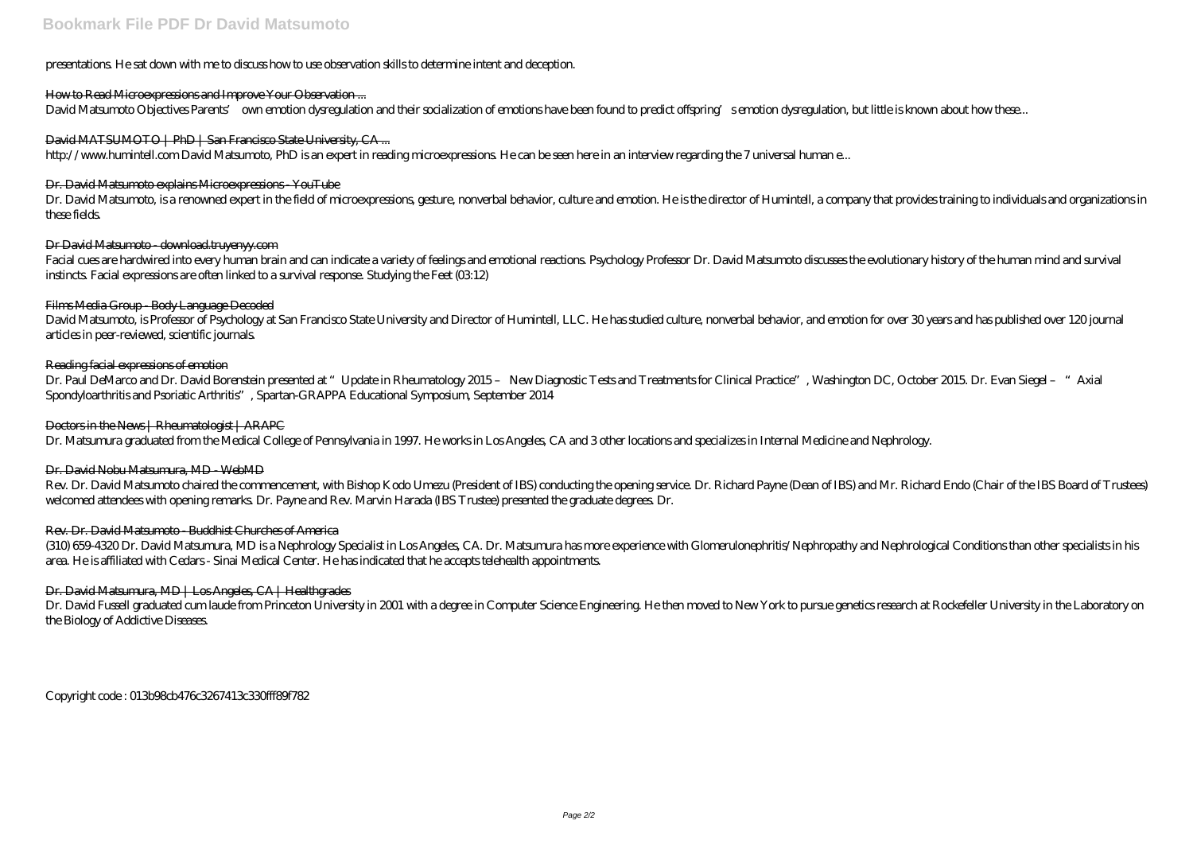presentations. He sat down with me to discuss how to use observation skills to determine intent and deception.

**How to Read Microexpressions and Improve Your Observation ...**

David Matsumoto Objectives Parents' own emotion dysregulation and their socialization of emotions have been found to predict offspring's emotion dysregulation, but little is known about how these...

**David MATSUMOTO | PhD | San Francisco State University, CA ...**

http://www.humintell.com David Matsumoto, PhD is an expert in reading microexpressions. He can be seen here in an interview regarding the 7 universal human e...

**Dr. David Matsumoto explains Microexpressions - YouTube**

Dr. David Matsumoto, is a renowned expert in the field of microexpressions, gesture, nonverbal behavior, culture and emotion. He is the director of Humintell, a company that provides training to individuals and organizations in these fields.

**Dr David Matsumoto - download.truyenyy.com**

Facial cues are hardwired into every human brain and can indicate a variety of feelings and emotional reactions. Psychology Professor Dr. David Matsumoto discusses the evolutionary history of the human mind and survival instincts. Facial expressions are often linked to a survival response. Studying the Feet (03:12)

**Films Media Group - Body Language Decoded**

David Matsumoto, is Professor of Psychology at San Francisco State University and Director of Humintell, LLC. He has studied culture, nonverbal behavior, and emotion for over 30 years and has published over 120 journal articles in peer-reviewed, scientific journals.

**Reading facial expressions of emotion**

Dr. Paul DeMarco and Dr. David Borenstein presented at "Update in Rheumatology 2015 – New Diagnostic Tests and Treatments for Clinical Practice", Washington DC, October 2015. Dr. Evan Siegel – "Axial Spondyloarthritis and Psoriatic Arthritis", Spartan-GRAPPA Educational Symposium, September 2014

**Doctors in the News | Rheumatologist | ARAPC**

Dr. Matsumura graduated from the Medical College of Pennsylvania in 1997. He works in Los Angeles, CA and 3 other locations and specializes in Internal Medicine and Nephrology.

**Dr. David Nobu Matsumura, MD - WebMD**

Rev. Dr. David Matsumoto chaired the commencement, with Bishop Kodo Umezu (President of IBS) conducting the opening service. Dr. Richard Payne (Dean of IBS) and Mr. Richard Endo (Chair of the IBS Board of Trustees) welcomed attendees with opening remarks. Dr. Payne and Rev. Marvin Harada (IBS Trustee) presented the graduate degrees. Dr.

**Rev. Dr. David Matsumoto - Buddhist Churches of America**

(310) 659-4320 Dr. David Matsumura, MD is a Nephrology Specialist in Los Angeles, CA. Dr. Matsumura has more experience with Glomerulonephritis/Nephropathy and Nephrological Conditions than other specialists in his area. He is affiliated with Cedars - Sinai Medical Center. He has indicated that he accepts telehealth appointments.

**Dr. David Matsumura, MD | Los Angeles, CA | Healthgrades**

Dr. David Fussell graduated cum laude from Princeton University in 2001 with a degree in Computer Science Engineering. He then moved to New York to pursue genetics research at Rockefeller University in the Laboratory on the Biology of Addictive Diseases.

Copyright code : 013b98cb476c3267413c330fff89f782